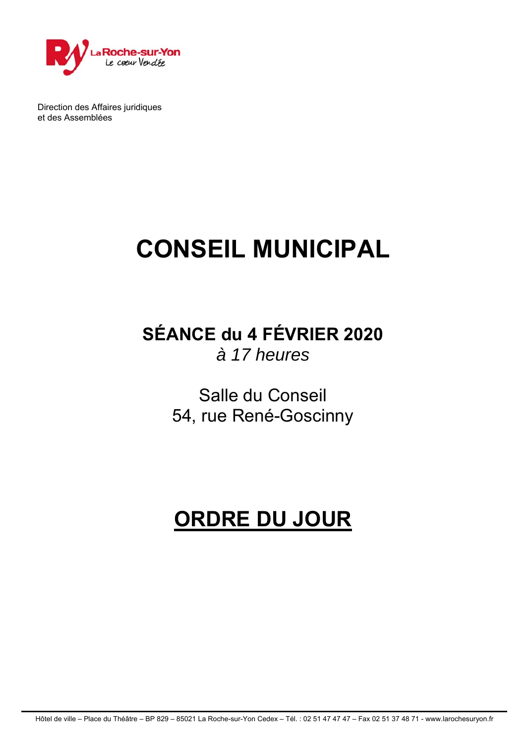Direction des Affaires juridiques
et des Assemblées

# CONSEIL MUNICIPAL

## SÉANCE du 4 FÉVRIER 2020

*à 17 heures*

Salle du Conseil
54, rue René-Goscinny

# ORDRE DU JOUR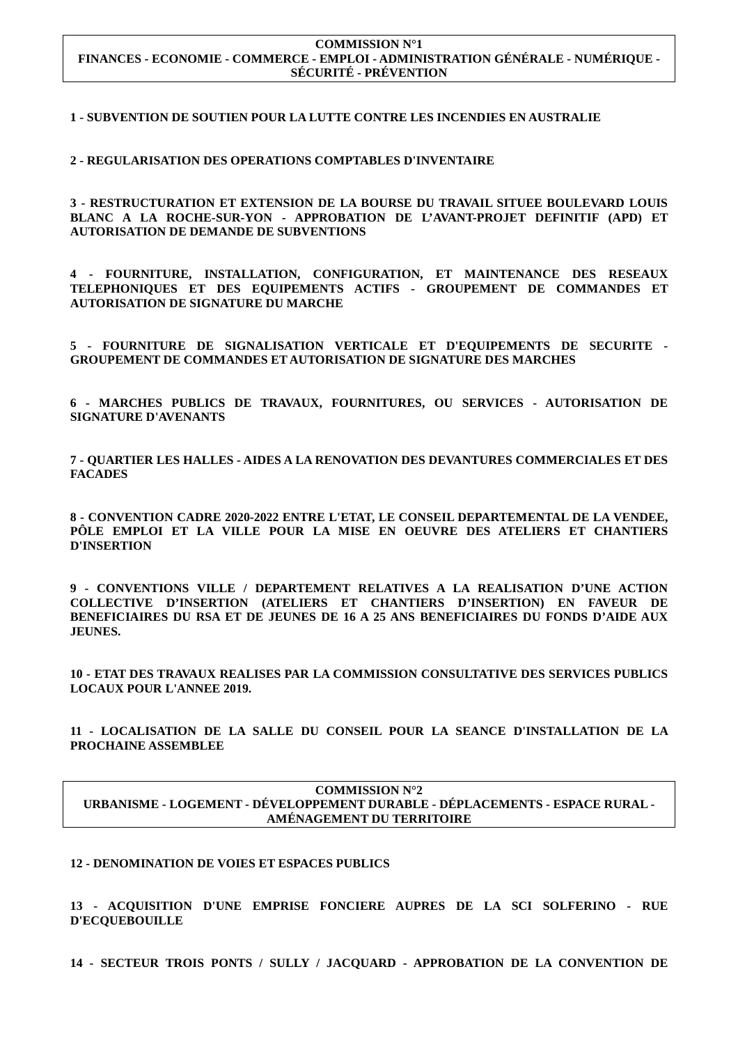## COMMISSION N°1
## FINANCES - ECONOMIE - COMMERCE - EMPLOI - ADMINISTRATION GÉNÉRALE - NUMÉRIQUE - SÉCURITÉ - PRÉVENTION

**1 - SUBVENTION DE SOUTIEN POUR LA LUTTE CONTRE LES INCENDIES EN AUSTRALIE**

**2 - REGULARISATION DES OPERATIONS COMPTABLES D'INVENTAIRE**

**3 - RESTRUCTURATION ET EXTENSION DE LA BOURSE DU TRAVAIL SITUEE BOULEVARD LOUIS BLANC A LA ROCHE-SUR-YON - APPROBATION DE L'AVANT-PROJET DEFINITIF (APD) ET AUTORISATION DE DEMANDE DE SUBVENTIONS**

**4 - FOURNITURE, INSTALLATION, CONFIGURATION, ET MAINTENANCE DES RESEAUX TELEPHONIQUES ET DES EQUIPEMENTS ACTIFS - GROUPEMENT DE COMMANDES ET AUTORISATION DE SIGNATURE DU MARCHE**

**5 - FOURNITURE DE SIGNALISATION VERTICALE ET D'EQUIPEMENTS DE SECURITE - GROUPEMENT DE COMMANDES ET AUTORISATION DE SIGNATURE DES MARCHES**

**6 - MARCHES PUBLICS DE TRAVAUX, FOURNITURES, OU SERVICES - AUTORISATION DE SIGNATURE D'AVENANTS**

**7 - QUARTIER LES HALLES - AIDES A LA RENOVATION DES DEVANTURES COMMERCIALES ET DES FACADES**

**8 - CONVENTION CADRE 2020-2022 ENTRE L'ETAT, LE CONSEIL DEPARTEMENTAL DE LA VENDEE, PÔLE EMPLOI ET LA VILLE POUR LA MISE EN OEUVRE DES ATELIERS ET CHANTIERS D'INSERTION**

**9 - CONVENTIONS VILLE / DEPARTEMENT RELATIVES A LA REALISATION D'UNE ACTION COLLECTIVE D'INSERTION (ATELIERS ET CHANTIERS D'INSERTION) EN FAVEUR DE BENEFICIAIRES DU RSA ET DE JEUNES DE 16 A 25 ANS BENEFICIAIRES DU FONDS D'AIDE AUX JEUNES.**

**10 - ETAT DES TRAVAUX REALISES PAR LA COMMISSION CONSULTATIVE DES SERVICES PUBLICS LOCAUX POUR L'ANNEE 2019.**

**11 - LOCALISATION DE LA SALLE DU CONSEIL POUR LA SEANCE D'INSTALLATION DE LA PROCHAINE ASSEMBLEE**

## COMMISSION N°2
## URBANISME - LOGEMENT - DÉVELOPPEMENT DURABLE - DÉPLACEMENTS - ESPACE RURAL - AMÉNAGEMENT DU TERRITOIRE

**12 - DENOMINATION DE VOIES ET ESPACES PUBLICS**

**13 - ACQUISITION D'UNE EMPRISE FONCIERE AUPRES DE LA SCI SOLFERINO - RUE D'ECQUEBOUILLE**

**14 - SECTEUR TROIS PONTS / SULLY / JACQUARD - APPROBATION DE LA CONVENTION DE**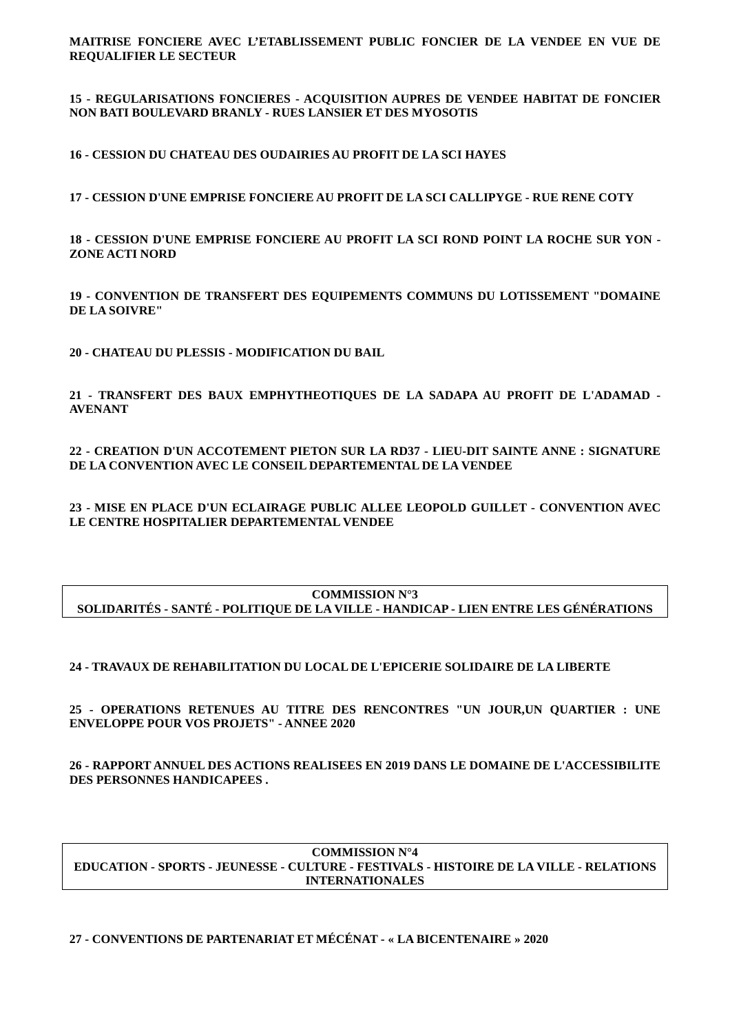**MAITRISE FONCIERE AVEC L'ETABLISSEMENT PUBLIC FONCIER DE LA VENDEE EN VUE DE REQUALIFIER LE SECTEUR**

**15 - REGULARISATIONS FONCIERES - ACQUISITION AUPRES DE VENDEE HABITAT DE FONCIER NON BATI BOULEVARD BRANLY - RUES LANSIER ET DES MYOSOTIS**

**16 - CESSION DU CHATEAU DES OUDAIRIES AU PROFIT DE LA SCI HAYES**

**17 - CESSION D'UNE EMPRISE FONCIERE AU PROFIT DE LA SCI CALLIPYGE - RUE RENE COTY**

**18 - CESSION D'UNE EMPRISE FONCIERE AU PROFIT LA SCI ROND POINT LA ROCHE SUR YON - ZONE ACTI NORD**

**19 - CONVENTION DE TRANSFERT DES EQUIPEMENTS COMMUNS DU LOTISSEMENT "DOMAINE DE LA SOIVRE"**

**20 - CHATEAU DU PLESSIS - MODIFICATION DU BAIL**

**21 - TRANSFERT DES BAUX EMPHYTHEOTIQUES DE LA SADAPA AU PROFIT DE L'ADAMAD - AVENANT**

**22 - CREATION D'UN ACCOTEMENT PIETON SUR LA RD37 - LIEU-DIT SAINTE ANNE : SIGNATURE DE LA CONVENTION AVEC LE CONSEIL DEPARTEMENTAL DE LA VENDEE**

**23 - MISE EN PLACE D'UN ECLAIRAGE PUBLIC ALLEE LEOPOLD GUILLET - CONVENTION AVEC LE CENTRE HOSPITALIER DEPARTEMENTAL VENDEE**

## COMMISSION N°3
## SOLIDARITÉS - SANTÉ - POLITIQUE DE LA VILLE - HANDICAP - LIEN ENTRE LES GÉNÉRATIONS

**24 - TRAVAUX DE REHABILITATION DU LOCAL DE L'EPICERIE SOLIDAIRE DE LA LIBERTE**

**25 - OPERATIONS RETENUES AU TITRE DES RENCONTRES "UN JOUR,UN QUARTIER : UNE ENVELOPPE POUR VOS PROJETS" - ANNEE 2020**

**26 - RAPPORT ANNUEL DES ACTIONS REALISEES EN 2019 DANS LE DOMAINE DE L'ACCESSIBILITE DES PERSONNES HANDICAPEES .**

## COMMISSION N°4
## EDUCATION - SPORTS - JEUNESSE - CULTURE - FESTIVALS - HISTOIRE DE LA VILLE - RELATIONS INTERNATIONALES

**27 - CONVENTIONS DE PARTENARIAT ET MÉCÉNAT - « LA BICENTENAIRE » 2020**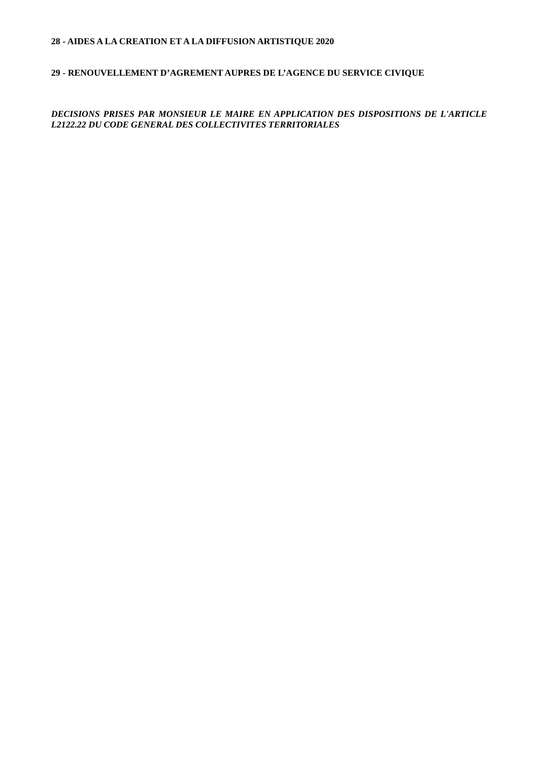**28 - AIDES A LA CREATION ET A LA DIFFUSION ARTISTIQUE 2020**

**29 - RENOUVELLEMENT D'AGREMENT AUPRES DE L'AGENCE DU SERVICE CIVIQUE**

***DECISIONS PRISES PAR MONSIEUR LE MAIRE EN APPLICATION DES DISPOSITIONS DE L'ARTICLE L2122.22 DU CODE GENERAL DES COLLECTIVITES TERRITORIALES***